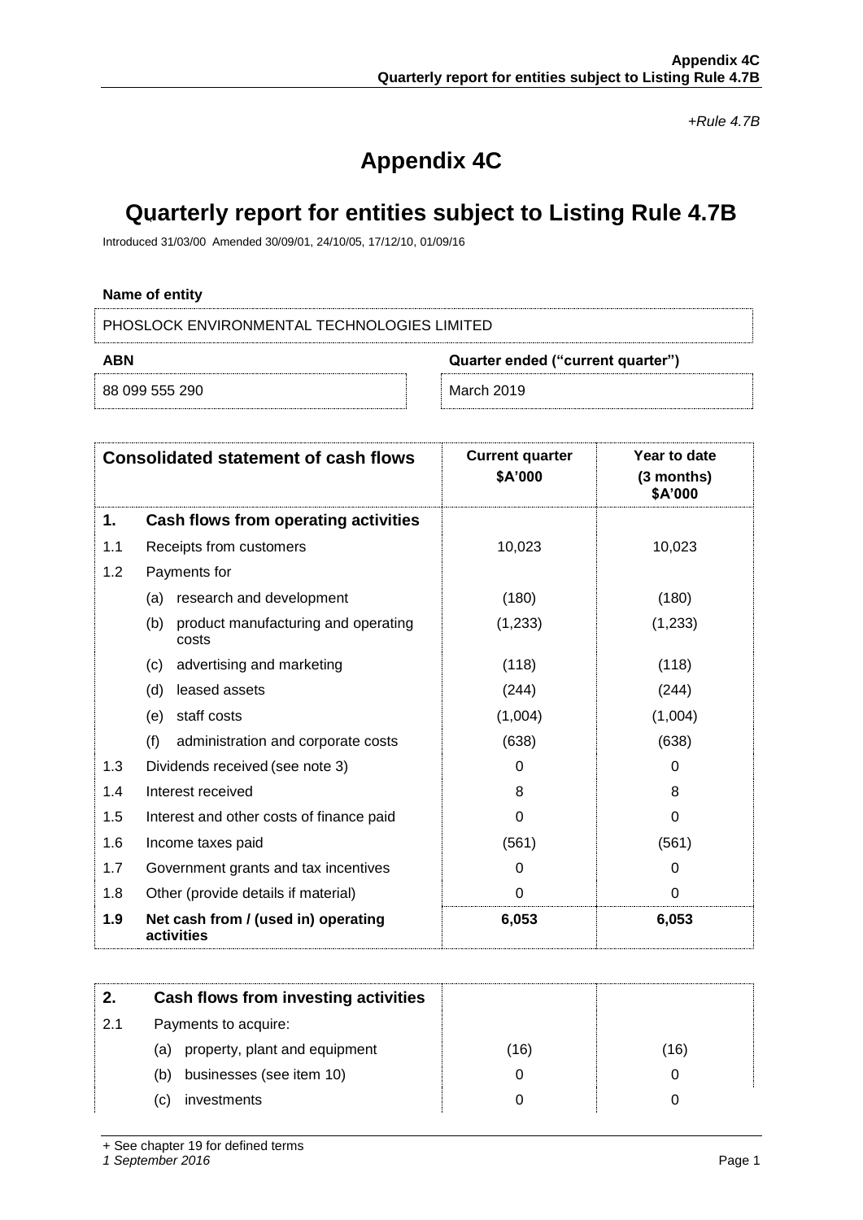*+Rule 4.7B*

# Appendix 4C

# Quarterly report for entities subject to Listing Rule 4.7B

Introduced 31/03/00 Amended 30/09/01, 24/10/05, 17/12/10, 01/09/16

**Name of entity**

PHOSLOCK ENVIRONMENTAL TECHNOLOGIES LIMITED

| ABN | Quarter ended ("current quarter") |
|---|---|
| 88 099 555 290 | March 2019 |

| Consolidated statement of cash flows | | Current quarter \$A'000 | Year to date (3 months) \$A'000 |
|---|---|---|---|
| **1.** | **Cash flows from operating activities** | | |
| 1.1 | Receipts from customers | 10,023 | 10,023 |
| 1.2 | Payments for | | |
| | (a) research and development | (180) | (180) |
| | (b) product manufacturing and operating costs | (1,233) | (1,233) |
| | (c) advertising and marketing | (118) | (118) |
| | (d) leased assets | (244) | (244) |
| | (e) staff costs | (1,004) | (1,004) |
| | (f) administration and corporate costs | (638) | (638) |
| 1.3 | Dividends received (see note 3) | 0 | 0 |
| 1.4 | Interest received | 8 | 8 |
| 1.5 | Interest and other costs of finance paid | 0 | 0 |
| 1.6 | Income taxes paid | (561) | (561) |
| 1.7 | Government grants and tax incentives | 0 | 0 |
| 1.8 | Other (provide details if material) | 0 | 0 |
| **1.9** | **Net cash from / (used in) operating activities** | **6,053** | **6,053** |

| | | | |
|---|---|---|---|
| **2.** | **Cash flows from investing activities** | | |
| 2.1 | Payments to acquire: | | |
| | (a) property, plant and equipment | (16) | (16) |
| | (b) businesses (see item 10) | 0 | 0 |
| | (c) investments | 0 | 0 |

+ See chapter 19 for defined terms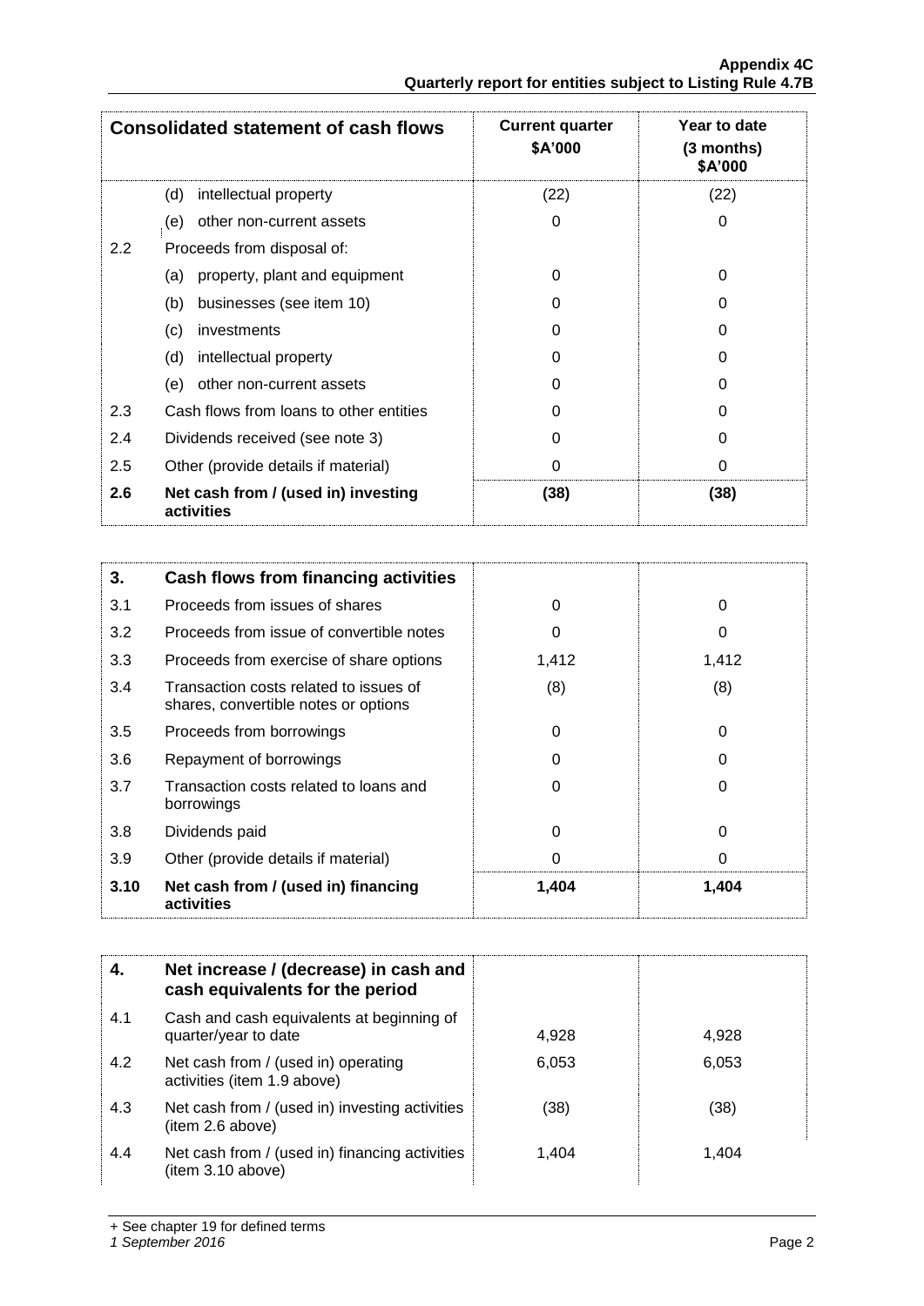| Consolidated statement of cash flows | | Current quarter $A'000 | Year to date (3 months) $A'000 |
|---|---|---|---|
| | (d) intellectual property | (22) | (22) |
| | (e) other non-current assets | 0 | 0 |
| 2.2 | Proceeds from disposal of: | | |
| | (a) property, plant and equipment | 0 | 0 |
| | (b) businesses (see item 10) | 0 | 0 |
| | (c) investments | 0 | 0 |
| | (d) intellectual property | 0 | 0 |
| | (e) other non-current assets | 0 | 0 |
| 2.3 | Cash flows from loans to other entities | 0 | 0 |
| 2.4 | Dividends received (see note 3) | 0 | 0 |
| 2.5 | Other (provide details if material) | 0 | 0 |
| **2.6** | **Net cash from / (used in) investing activities** | **(38)** | **(38)** |

| **3.** | **Cash flows from financing activities** | | |
|---|---|---|---|
| 3.1 | Proceeds from issues of shares | 0 | 0 |
| 3.2 | Proceeds from issue of convertible notes | 0 | 0 |
| 3.3 | Proceeds from exercise of share options | 1,412 | 1,412 |
| 3.4 | Transaction costs related to issues of shares, convertible notes or options | (8) | (8) |
| 3.5 | Proceeds from borrowings | 0 | 0 |
| 3.6 | Repayment of borrowings | 0 | 0 |
| 3.7 | Transaction costs related to loans and borrowings | 0 | 0 |
| 3.8 | Dividends paid | 0 | 0 |
| 3.9 | Other (provide details if material) | 0 | 0 |
| **3.10** | **Net cash from / (used in) financing activities** | **1,404** | **1,404** |

| **4.** | **Net increase / (decrease) in cash and cash equivalents for the period** | | |
|---|---|---|---|
| 4.1 | Cash and cash equivalents at beginning of quarter/year to date | 4,928 | 4,928 |
| 4.2 | Net cash from / (used in) operating activities (item 1.9 above) | 6,053 | 6,053 |
| 4.3 | Net cash from / (used in) investing activities (item 2.6 above) | (38) | (38) |
| 4.4 | Net cash from / (used in) financing activities (item 3.10 above) | 1,404 | 1,404 |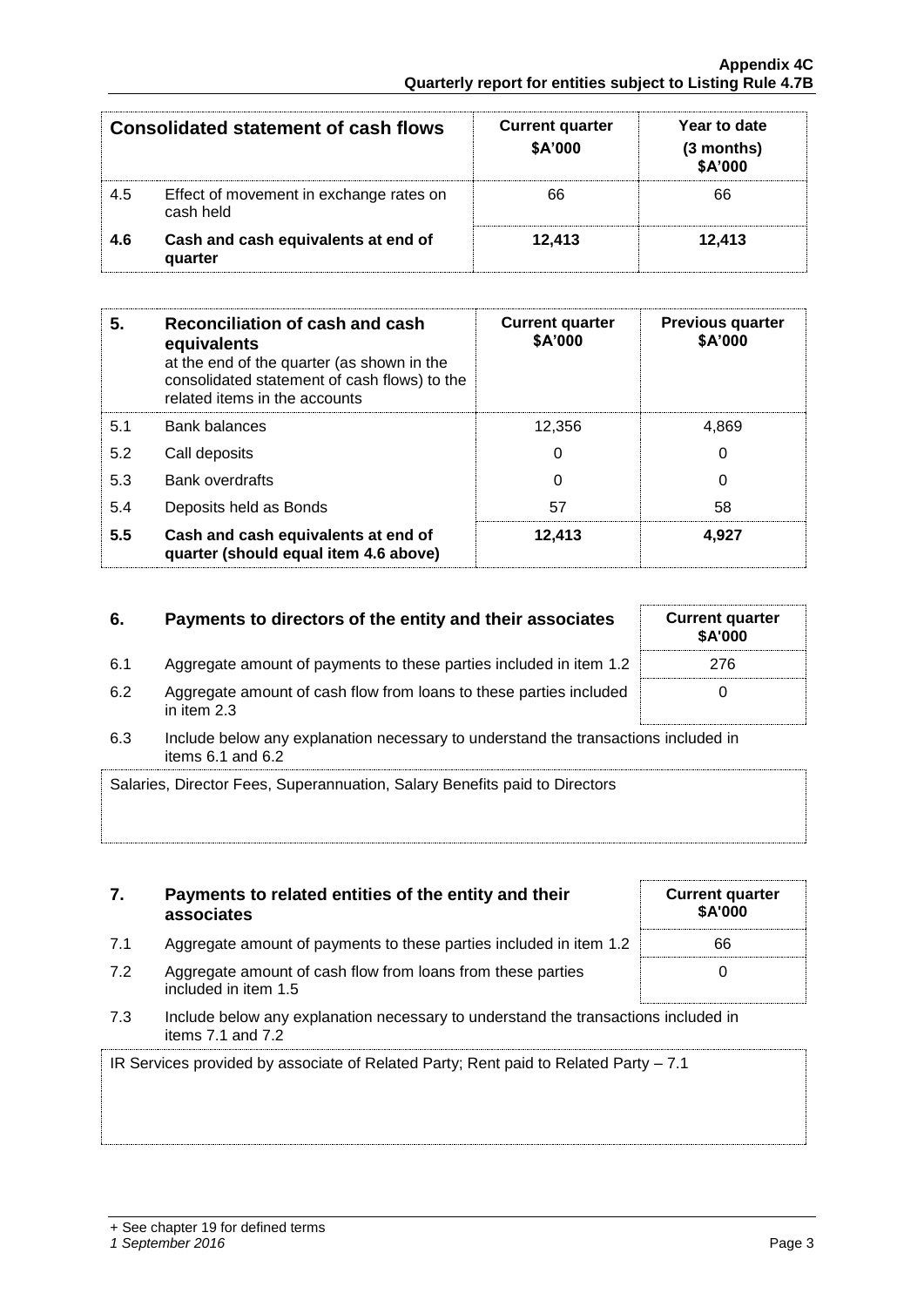| | Consolidated statement of cash flows | Current quarter $A'000 | Year to date (3 months) $A'000 |
|---|---|---|---|
| 4.5 | Effect of movement in exchange rates on cash held | 66 | 66 |
| **4.6** | **Cash and cash equivalents at end of quarter** | **12,413** | **12,413** |

| 5. | Reconciliation of cash and cash equivalents at the end of the quarter (as shown in the consolidated statement of cash flows) to the related items in the accounts | Current quarter $A'000 | Previous quarter $A'000 |
|---|---|---|---|
| 5.1 | Bank balances | 12,356 | 4,869 |
| 5.2 | Call deposits | 0 | 0 |
| 5.3 | Bank overdrafts | 0 | 0 |
| 5.4 | Deposits held as Bonds | 57 | 58 |
| **5.5** | **Cash and cash equivalents at end of quarter (should equal item 4.6 above)** | **12,413** | **4,927** |

| 6. | Payments to directors of the entity and their associates | Current quarter $A'000 |
|---|---|---|
| 6.1 | Aggregate amount of payments to these parties included in item 1.2 | 276 |
| 6.2 | Aggregate amount of cash flow from loans to these parties included in item 2.3 | 0 |

6.3 Include below any explanation necessary to understand the transactions included in items 6.1 and 6.2

Salaries, Director Fees, Superannuation, Salary Benefits paid to Directors

| 7. | Payments to related entities of the entity and their associates | Current quarter $A'000 |
|---|---|---|
| 7.1 | Aggregate amount of payments to these parties included in item 1.2 | 66 |
| 7.2 | Aggregate amount of cash flow from loans from these parties included in item 1.5 | 0 |

7.3 Include below any explanation necessary to understand the transactions included in items 7.1 and 7.2

IR Services provided by associate of Related Party; Rent paid to Related Party – 7.1

+ See chapter 19 for defined terms

*1 September 2016*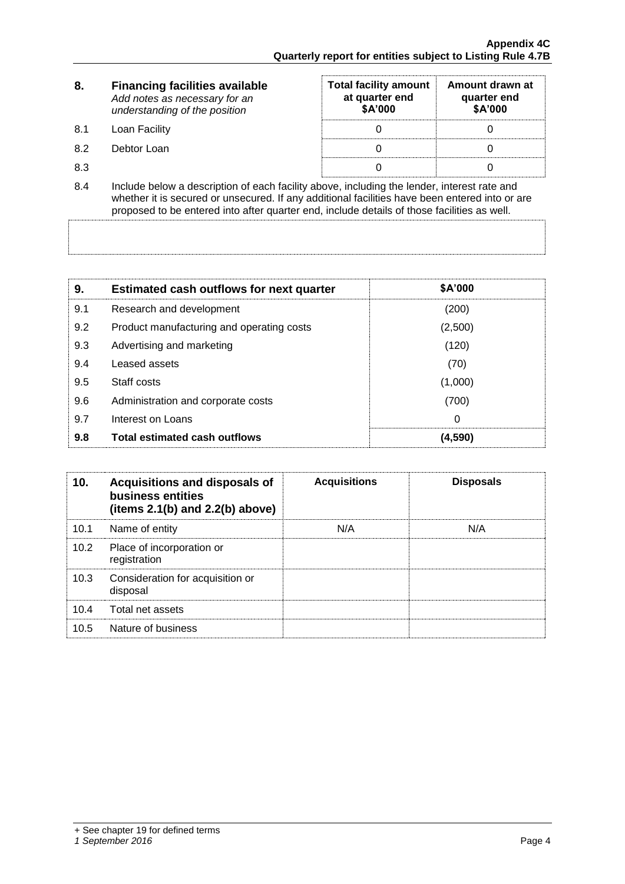| 8. | Financing facilities available *Add notes as necessary for an understanding of the position* | Total facility amount at quarter end $A'000 | Amount drawn at quarter end $A'000 |
|---|---|---|---|
| 8.1 | Loan Facility | 0 | 0 |
| 8.2 | Debtor Loan | 0 | 0 |
| 8.3 | | 0 | 0 |

8.4 Include below a description of each facility above, including the lender, interest rate and whether it is secured or unsecured. If any additional facilities have been entered into or are proposed to be entered into after quarter end, include details of those facilities as well.

| 9. | Estimated cash outflows for next quarter | $A'000 |
|---|---|---|
| 9.1 | Research and development | (200) |
| 9.2 | Product manufacturing and operating costs | (2,500) |
| 9.3 | Advertising and marketing | (120) |
| 9.4 | Leased assets | (70) |
| 9.5 | Staff costs | (1,000) |
| 9.6 | Administration and corporate costs | (700) |
| 9.7 | Interest on Loans | 0 |
| **9.8** | **Total estimated cash outflows** | **(4,590)** |

| 10. | Acquisitions and disposals of business entities (items 2.1(b) and 2.2(b) above) | Acquisitions | Disposals |
|---|---|---|---|
| 10.1 | Name of entity | N/A | N/A |
| 10.2 | Place of incorporation or registration | | |
| 10.3 | Consideration for acquisition or disposal | | |
| 10.4 | Total net assets | | |
| 10.5 | Nature of business | | |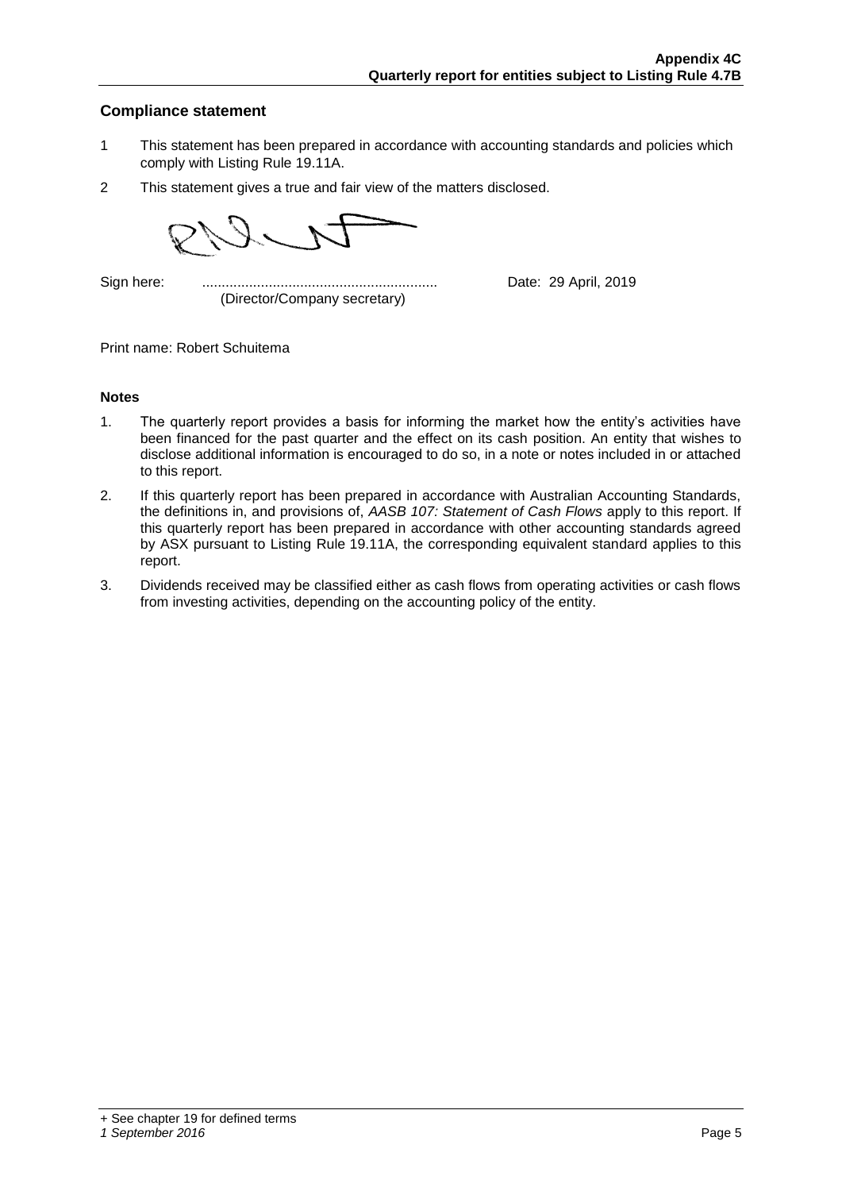## Compliance statement

1 This statement has been prepared in accordance with accounting standards and policies which comply with Listing Rule 19.11A.

2 This statement gives a true and fair view of the matters disclosed.

Sign here: ............................................................ Date: 29 April, 2019
(Director/Company secretary)

Print name: Robert Schuitema

### Notes

1. The quarterly report provides a basis for informing the market how the entity's activities have been financed for the past quarter and the effect on its cash position. An entity that wishes to disclose additional information is encouraged to do so, in a note or notes included in or attached to this report.
2. If this quarterly report has been prepared in accordance with Australian Accounting Standards, the definitions in, and provisions of, *AASB 107: Statement of Cash Flows* apply to this report. If this quarterly report has been prepared in accordance with other accounting standards agreed by ASX pursuant to Listing Rule 19.11A, the corresponding equivalent standard applies to this report.
3. Dividends received may be classified either as cash flows from operating activities or cash flows from investing activities, depending on the accounting policy of the entity.